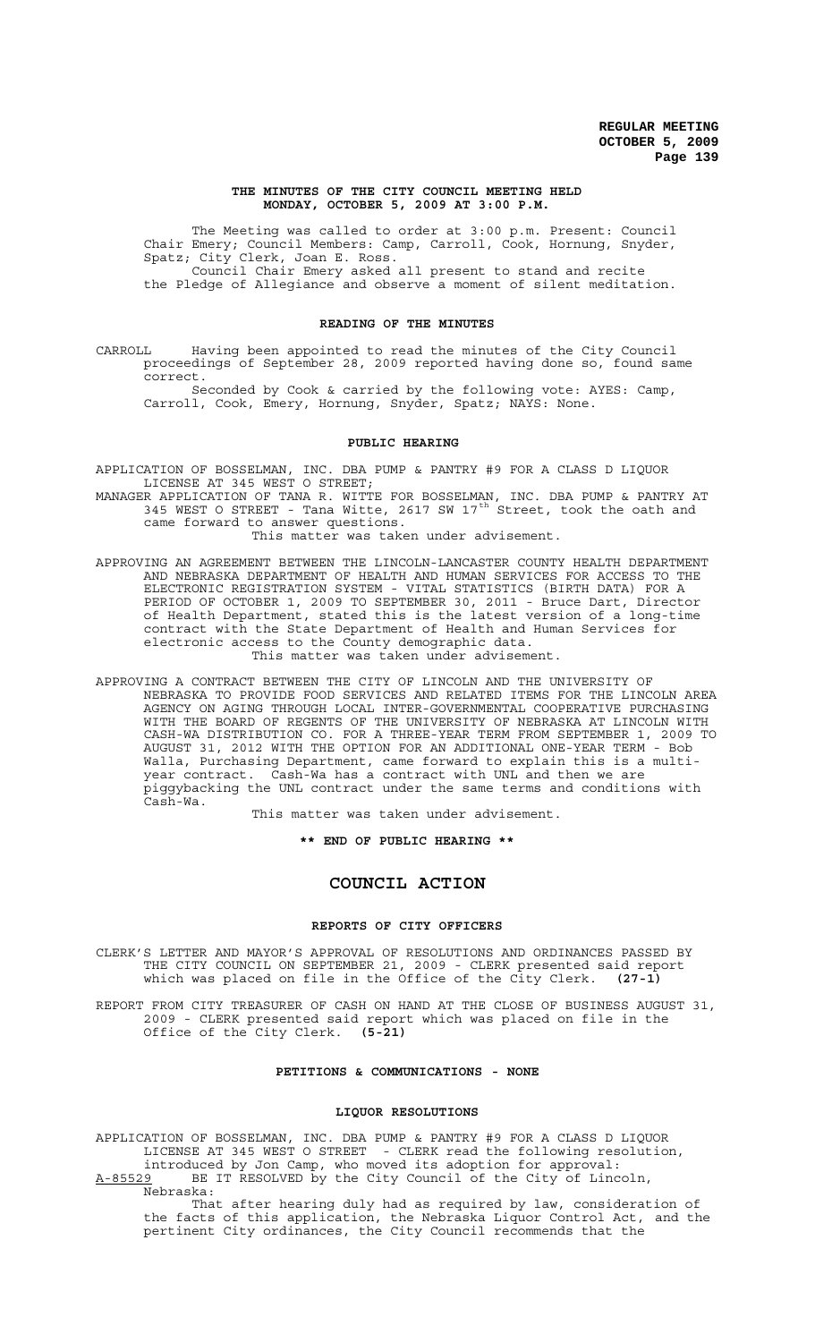# THE MINUTES OF THE CITY COUNCIL MEETING HELD MONDAY, OCTOBER 5, 2009 AT 3:00 P.M.

The Meeting was called to order at 3:00 p.m. Present: Council Chair Emery; Council Members: Camp, Carroll, Cook, Hornung, Snyder, Spatz; City Clerk, Joan E. Ross.

Council Chair Emery asked all present to stand and recite the Pledge of Allegiance and observe a moment of silent meditation.

## READING OF THE MINUTES

CARROLL Having been appointed to read the minutes of the City Council proceedings of September 28, 2009 reported having done so, found same correct.

Seconded by Cook & carried by the following vote: AYES: Camp, Carroll, Cook, Emery, Hornung, Snyder, Spatz; NAYS: None.

## PUBLIC HEARING

APPLICATION OF BOSSELMAN, INC. DBA PUMP & PANTRY #9 FOR A CLASS D LIQUOR LICENSE AT 345 WEST O STREET;

MANAGER APPLICATION OF TANA R. WITTE FOR BOSSELMAN, INC. DBA PUMP & PANTRY AT 345 WEST O STREET - Tana Witte, 2617 SW 17th Street, took the oath and came forward to answer questions.

This matter was taken under advisement.

APPROVING AN AGREEMENT BETWEEN THE LINCOLN-LANCASTER COUNTY HEALTH DEPARTMENT AND NEBRASKA DEPARTMENT OF HEALTH AND HUMAN SERVICES FOR ACCESS TO THE ELECTRONIC REGISTRATION SYSTEM - VITAL STATISTICS (BIRTH DATA) FOR A PERIOD OF OCTOBER 1, 2009 TO SEPTEMBER 30, 2011 - Bruce Dart, Director of Health Department, stated this is the latest version of a long-time contract with the State Department of Health and Human Services for electronic access to the County demographic data.

This matter was taken under advisement.

APPROVING A CONTRACT BETWEEN THE CITY OF LINCOLN AND THE UNIVERSITY OF NEBRASKA TO PROVIDE FOOD SERVICES AND RELATED ITEMS FOR THE LINCOLN AREA AGENCY ON AGING THROUGH LOCAL INTER-GOVERNMENTAL COOPERATIVE PURCHASING WITH THE BOARD OF REGENTS OF THE UNIVERSITY OF NEBRASKA AT LINCOLN WITH CASH-WA DISTRIBUTION CO. FOR A THREE-YEAR TERM FROM SEPTEMBER 1, 2009 TO AUGUST 31, 2012 WITH THE OPTION FOR AN ADDITIONAL ONE-YEAR TERM - Bob Walla, Purchasing Department, came forward to explain this is a multi-year contract. Cash-Wa has a contract with UNL and then we are piggybacking the UNL contract under the same terms and conditions with Cash-Wa.

This matter was taken under advisement.

**\*\* END OF PUBLIC HEARING \*\***

# COUNCIL ACTION

## REPORTS OF CITY OFFICERS

CLERK'S LETTER AND MAYOR'S APPROVAL OF RESOLUTIONS AND ORDINANCES PASSED BY THE CITY COUNCIL ON SEPTEMBER 21, 2009 - CLERK presented said report which was placed on file in the Office of the City Clerk. **(27-1)**

REPORT FROM CITY TREASURER OF CASH ON HAND AT THE CLOSE OF BUSINESS AUGUST 31, 2009 - CLERK presented said report which was placed on file in the Office of the City Clerk. **(5-21)**

## PETITIONS & COMMUNICATIONS - NONE

## LIQUOR RESOLUTIONS

APPLICATION OF BOSSELMAN, INC. DBA PUMP & PANTRY #9 FOR A CLASS D LIQUOR LICENSE AT 345 WEST O STREET - CLERK read the following resolution, introduced by Jon Camp, who moved its adoption for approval:

A-85529 BE IT RESOLVED by the City Council of the City of Lincoln, Nebraska:

That after hearing duly had as required by law, consideration of the facts of this application, the Nebraska Liquor Control Act, and the pertinent City ordinances, the City Council recommends that the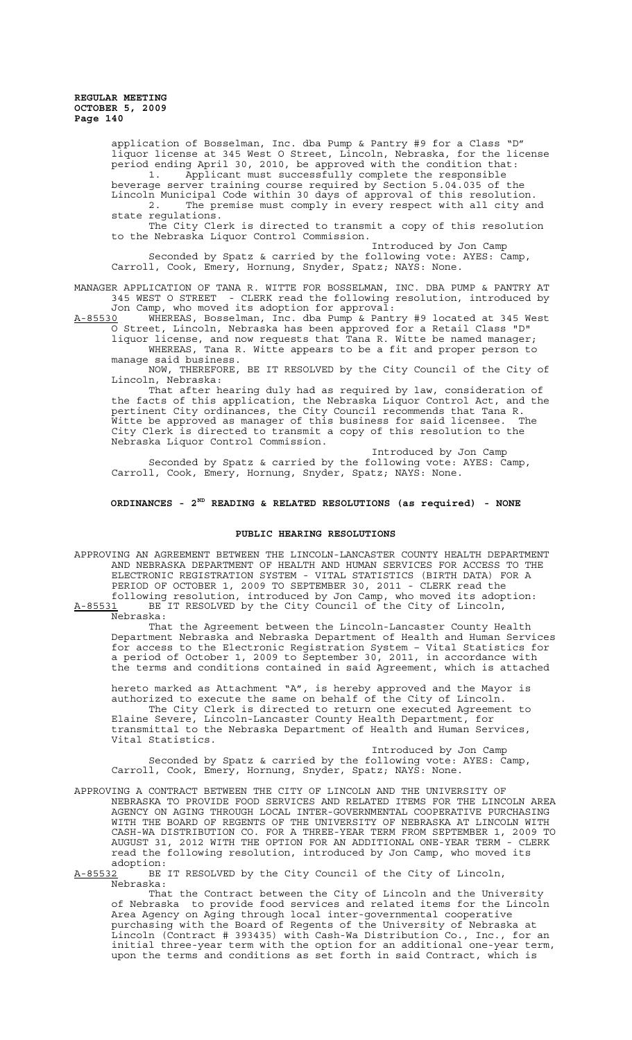application of Bosselman, Inc. dba Pump & Pantry #9 for a Class "D" liquor license at 345 West O Street, Lincoln, Nebraska, for the license period ending April 30, 2010, be approved with the condition that:

1. Applicant must successfully complete the responsible beverage server training course required by Section 5.04.035 of the Lincoln Municipal Code within 30 days of approval of this resolution.
2. The premise must comply in every respect with all city and state regulations.

The City Clerk is directed to transmit a copy of this resolution to the Nebraska Liquor Control Commission.

Introduced by Jon Camp

Seconded by Spatz & carried by the following vote: AYES: Camp, Carroll, Cook, Emery, Hornung, Snyder, Spatz; NAYS: None.

MANAGER APPLICATION OF TANA R. WITTE FOR BOSSELMAN, INC. DBA PUMP & PANTRY AT 345 WEST O STREET - CLERK read the following resolution, introduced by Jon Camp, who moved its adoption for approval:

A-85530 WHEREAS, Bosselman, Inc. dba Pump & Pantry #9 located at 345 West O Street, Lincoln, Nebraska has been approved for a Retail Class "D" liquor license, and now requests that Tana R. Witte be named manager;

WHEREAS, Tana R. Witte appears to be a fit and proper person to manage said business.

NOW, THEREFORE, BE IT RESOLVED by the City Council of the City of Lincoln, Nebraska:

That after hearing duly had as required by law, consideration of the facts of this application, the Nebraska Liquor Control Act, and the pertinent City ordinances, the City Council recommends that Tana R. Witte be approved as manager of this business for said licensee. The City Clerk is directed to transmit a copy of this resolution to the Nebraska Liquor Control Commission.

Introduced by Jon Camp

Seconded by Spatz & carried by the following vote: AYES: Camp, Carroll, Cook, Emery, Hornung, Snyder, Spatz; NAYS: None.

## ORDINANCES - 2ND READING & RELATED RESOLUTIONS (as required) - NONE

## PUBLIC HEARING RESOLUTIONS

APPROVING AN AGREEMENT BETWEEN THE LINCOLN-LANCASTER COUNTY HEALTH DEPARTMENT AND NEBRASKA DEPARTMENT OF HEALTH AND HUMAN SERVICES FOR ACCESS TO THE ELECTRONIC REGISTRATION SYSTEM - VITAL STATISTICS (BIRTH DATA) FOR A PERIOD OF OCTOBER 1, 2009 TO SEPTEMBER 30, 2011 - CLERK read the following resolution, introduced by Jon Camp, who moved its adoption:

A-85531 BE IT RESOLVED by the City Council of the City of Lincoln, Nebraska:

That the Agreement between the Lincoln-Lancaster County Health Department Nebraska and Nebraska Department of Health and Human Services for access to the Electronic Registration System – Vital Statistics for a period of October 1, 2009 to September 30, 2011, in accordance with the terms and conditions contained in said Agreement, which is attached hereto marked as Attachment "A", is hereby approved and the Mayor is authorized to execute the same on behalf of the City of Lincoln.

The City Clerk is directed to return one executed Agreement to Elaine Severe, Lincoln-Lancaster County Health Department, for transmittal to the Nebraska Department of Health and Human Services, Vital Statistics.

Introduced by Jon Camp

Seconded by Spatz & carried by the following vote: AYES: Camp, Carroll, Cook, Emery, Hornung, Snyder, Spatz; NAYS: None.

APPROVING A CONTRACT BETWEEN THE CITY OF LINCOLN AND THE UNIVERSITY OF NEBRASKA TO PROVIDE FOOD SERVICES AND RELATED ITEMS FOR THE LINCOLN AREA AGENCY ON AGING THROUGH LOCAL INTER-GOVERNMENTAL COOPERATIVE PURCHASING WITH THE BOARD OF REGENTS OF THE UNIVERSITY OF NEBRASKA AT LINCOLN WITH CASH-WA DISTRIBUTION CO. FOR A THREE-YEAR TERM FROM SEPTEMBER 1, 2009 TO AUGUST 31, 2012 WITH THE OPTION FOR AN ADDITIONAL ONE-YEAR TERM - CLERK read the following resolution, introduced by Jon Camp, who moved its adoption:

A-85532 BE IT RESOLVED by the City Council of the City of Lincoln, Nebraska:

That the Contract between the City of Lincoln and the University of Nebraska to provide food services and related items for the Lincoln Area Agency on Aging through local inter-governmental cooperative purchasing with the Board of Regents of the University of Nebraska at Lincoln (Contract # 393435) with Cash-Wa Distribution Co., Inc., for an initial three-year term with the option for an additional one-year term, upon the terms and conditions as set forth in said Contract, which is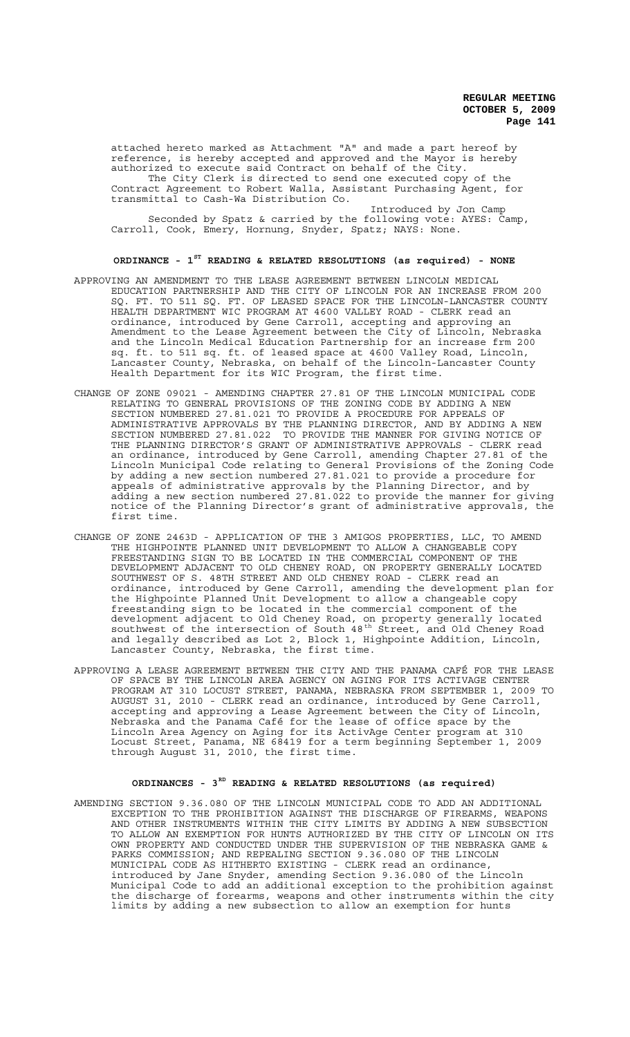attached hereto marked as Attachment "A" and made a part hereof by reference, is hereby accepted and approved and the Mayor is hereby authorized to execute said Contract on behalf of the City.

The City Clerk is directed to send one executed copy of the Contract Agreement to Robert Walla, Assistant Purchasing Agent, for transmittal to Cash-Wa Distribution Co.

Introduced by Jon Camp

Seconded by Spatz & carried by the following vote: AYES: Camp, Carroll, Cook, Emery, Hornung, Snyder, Spatz; NAYS: None.

## ORDINANCE - 1ST READING & RELATED RESOLUTIONS (as required) - NONE

APPROVING AN AMENDMENT TO THE LEASE AGREEMENT BETWEEN LINCOLN MEDICAL EDUCATION PARTNERSHIP AND THE CITY OF LINCOLN FOR AN INCREASE FROM 200 SQ. FT. TO 511 SQ. FT. OF LEASED SPACE FOR THE LINCOLN-LANCASTER COUNTY HEALTH DEPARTMENT WIC PROGRAM AT 4600 VALLEY ROAD - CLERK read an ordinance, introduced by Gene Carroll, accepting and approving an Amendment to the Lease Agreement between the City of Lincoln, Nebraska and the Lincoln Medical Education Partnership for an increase frm 200 sq. ft. to 511 sq. ft. of leased space at 4600 Valley Road, Lincoln, Lancaster County, Nebraska, on behalf of the Lincoln-Lancaster County Health Department for its WIC Program, the first time.

CHANGE OF ZONE 09021 - AMENDING CHAPTER 27.81 OF THE LINCOLN MUNICIPAL CODE RELATING TO GENERAL PROVISIONS OF THE ZONING CODE BY ADDING A NEW SECTION NUMBERED 27.81.021 TO PROVIDE A PROCEDURE FOR APPEALS OF ADMINISTRATIVE APPROVALS BY THE PLANNING DIRECTOR, AND BY ADDING A NEW SECTION NUMBERED 27.81.022 TO PROVIDE THE MANNER FOR GIVING NOTICE OF THE PLANNING DIRECTOR'S GRANT OF ADMINISTRATIVE APPROVALS - CLERK read an ordinance, introduced by Gene Carroll, amending Chapter 27.81 of the Lincoln Municipal Code relating to General Provisions of the Zoning Code by adding a new section numbered 27.81.021 to provide a procedure for appeals of administrative approvals by the Planning Director, and by adding a new section numbered 27.81.022 to provide the manner for giving notice of the Planning Director's grant of administrative approvals, the first time.

CHANGE OF ZONE 2463D - APPLICATION OF THE 3 AMIGOS PROPERTIES, LLC, TO AMEND THE HIGHPOINTE PLANNED UNIT DEVELOPMENT TO ALLOW A CHANGEABLE COPY FREESTANDING SIGN TO BE LOCATED IN THE COMMERCIAL COMPONENT OF THE DEVELOPMENT ADJACENT TO OLD CHENEY ROAD, ON PROPERTY GENERALLY LOCATED SOUTHWEST OF S. 48TH STREET AND OLD CHENEY ROAD - CLERK read an ordinance, introduced by Gene Carroll, amending the development plan for the Highpointe Planned Unit Development to allow a changeable copy freestanding sign to be located in the commercial component of the development adjacent to Old Cheney Road, on property generally located southwest of the intersection of South 48th Street, and Old Cheney Road and legally described as Lot 2, Block 1, Highpointe Addition, Lincoln, Lancaster County, Nebraska, the first time.

APPROVING A LEASE AGREEMENT BETWEEN THE CITY AND THE PANAMA CAFÉ FOR THE LEASE OF SPACE BY THE LINCOLN AREA AGENCY ON AGING FOR ITS ACTIVAGE CENTER PROGRAM AT 310 LOCUST STREET, PANAMA, NEBRASKA FROM SEPTEMBER 1, 2009 TO AUGUST 31, 2010 - CLERK read an ordinance, introduced by Gene Carroll, accepting and approving a Lease Agreement between the City of Lincoln, Nebraska and the Panama Café for the lease of office space by the Lincoln Area Agency on Aging for its ActivAge Center program at 310 Locust Street, Panama, NE 68419 for a term beginning September 1, 2009 through August 31, 2010, the first time.

## ORDINANCES - 3RD READING & RELATED RESOLUTIONS (as required)

AMENDING SECTION 9.36.080 OF THE LINCOLN MUNICIPAL CODE TO ADD AN ADDITIONAL EXCEPTION TO THE PROHIBITION AGAINST THE DISCHARGE OF FIREARMS, WEAPONS AND OTHER INSTRUMENTS WITHIN THE CITY LIMITS BY ADDING A NEW SUBSECTION TO ALLOW AN EXEMPTION FOR HUNTS AUTHORIZED BY THE CITY OF LINCOLN ON ITS OWN PROPERTY AND CONDUCTED UNDER THE SUPERVISION OF THE NEBRASKA GAME & PARKS COMMISSION; AND REPEALING SECTION 9.36.080 OF THE LINCOLN MUNICIPAL CODE AS HITHERTO EXISTING - CLERK read an ordinance, introduced by Jane Snyder, amending Section 9.36.080 of the Lincoln Municipal Code to add an additional exception to the prohibition against the discharge of forearms, weapons and other instruments within the city limits by adding a new subsection to allow an exemption for hunts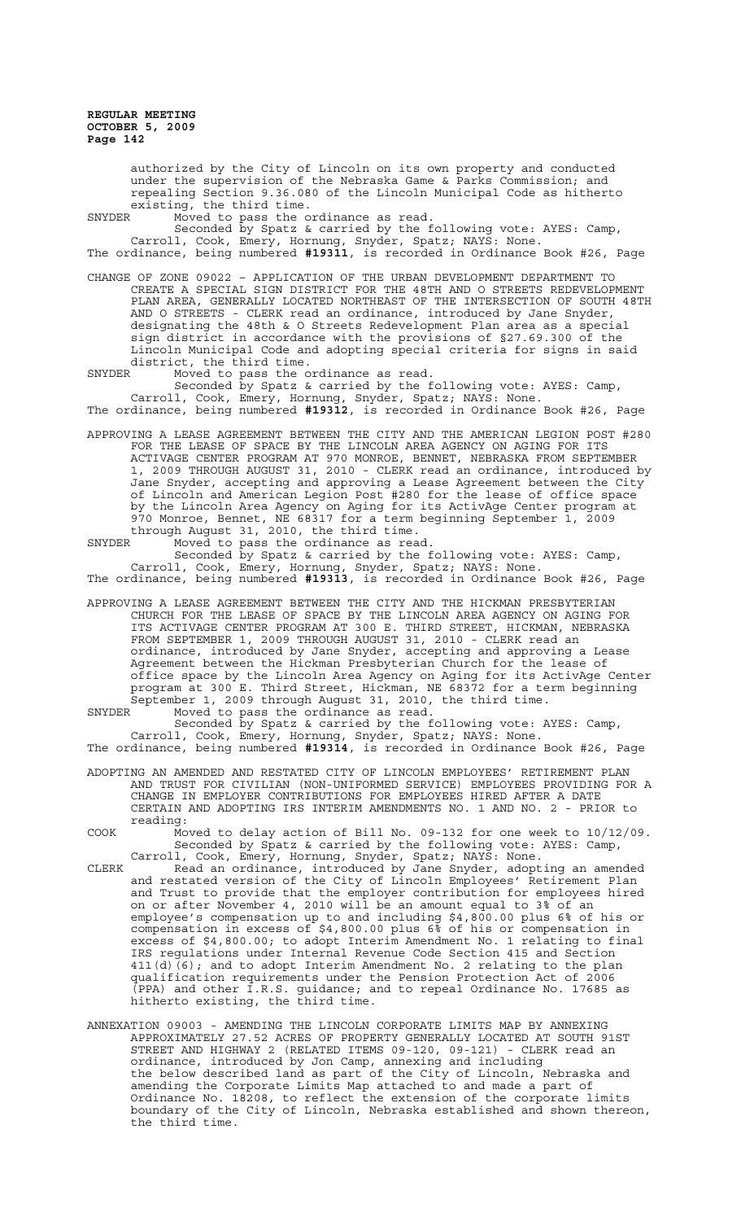authorized by the City of Lincoln on its own property and conducted under the supervision of the Nebraska Game & Parks Commission; and repealing Section 9.36.080 of the Lincoln Municipal Code as hitherto existing, the third time.

SNYDER Moved to pass the ordinance as read.

Seconded by Spatz & carried by the following vote: AYES: Camp, Carroll, Cook, Emery, Hornung, Snyder, Spatz; NAYS: None.

The ordinance, being numbered **#19311**, is recorded in Ordinance Book #26, Page

CHANGE OF ZONE 09022 – APPLICATION OF THE URBAN DEVELOPMENT DEPARTMENT TO CREATE A SPECIAL SIGN DISTRICT FOR THE 48TH AND O STREETS REDEVELOPMENT PLAN AREA, GENERALLY LOCATED NORTHEAST OF THE INTERSECTION OF SOUTH 48TH AND O STREETS - CLERK read an ordinance, introduced by Jane Snyder, designating the 48th & O Streets Redevelopment Plan area as a special sign district in accordance with the provisions of §27.69.300 of the Lincoln Municipal Code and adopting special criteria for signs in said district, the third time.

SNYDER Moved to pass the ordinance as read.

Seconded by Spatz & carried by the following vote: AYES: Camp, Carroll, Cook, Emery, Hornung, Snyder, Spatz; NAYS: None.

The ordinance, being numbered **#19312**, is recorded in Ordinance Book #26, Page

APPROVING A LEASE AGREEMENT BETWEEN THE CITY AND THE AMERICAN LEGION POST #280 FOR THE LEASE OF SPACE BY THE LINCOLN AREA AGENCY ON AGING FOR ITS ACTIVAGE CENTER PROGRAM AT 970 MONROE, BENNET, NEBRASKA FROM SEPTEMBER 1, 2009 THROUGH AUGUST 31, 2010 - CLERK read an ordinance, introduced by Jane Snyder, accepting and approving a Lease Agreement between the City of Lincoln and American Legion Post #280 for the lease of office space by the Lincoln Area Agency on Aging for its ActivAge Center program at 970 Monroe, Bennet, NE 68317 for a term beginning September 1, 2009 through August 31, 2010, the third time.

SNYDER Moved to pass the ordinance as read.

Seconded by Spatz & carried by the following vote: AYES: Camp, Carroll, Cook, Emery, Hornung, Snyder, Spatz; NAYS: None.

The ordinance, being numbered **#19313**, is recorded in Ordinance Book #26, Page

APPROVING A LEASE AGREEMENT BETWEEN THE CITY AND THE HICKMAN PRESBYTERIAN CHURCH FOR THE LEASE OF SPACE BY THE LINCOLN AREA AGENCY ON AGING FOR ITS ACTIVAGE CENTER PROGRAM AT 300 E. THIRD STREET, HICKMAN, NEBRASKA FROM SEPTEMBER 1, 2009 THROUGH AUGUST 31, 2010 - CLERK read an ordinance, introduced by Jane Snyder, accepting and approving a Lease Agreement between the Hickman Presbyterian Church for the lease of office space by the Lincoln Area Agency on Aging for its ActivAge Center program at 300 E. Third Street, Hickman, NE 68372 for a term beginning September 1, 2009 through August 31, 2010, the third time.

SNYDER Moved to pass the ordinance as read.

Seconded by Spatz & carried by the following vote: AYES: Camp, Carroll, Cook, Emery, Hornung, Snyder, Spatz; NAYS: None.

The ordinance, being numbered **#19314**, is recorded in Ordinance Book #26, Page

ADOPTING AN AMENDED AND RESTATED CITY OF LINCOLN EMPLOYEES' RETIREMENT PLAN AND TRUST FOR CIVILIAN (NON-UNIFORMED SERVICE) EMPLOYEES PROVIDING FOR A CHANGE IN EMPLOYER CONTRIBUTIONS FOR EMPLOYEES HIRED AFTER A DATE CERTAIN AND ADOPTING IRS INTERIM AMENDMENTS NO. 1 AND NO. 2 - PRIOR to reading:

COOK Moved to delay action of Bill No. 09-132 for one week to 10/12/09.

Seconded by Spatz & carried by the following vote: AYES: Camp, Carroll, Cook, Emery, Hornung, Snyder, Spatz; NAYS: None.

CLERK Read an ordinance, introduced by Jane Snyder, adopting an amended and restated version of the City of Lincoln Employees' Retirement Plan and Trust to provide that the employer contribution for employees hired on or after November 4, 2010 will be an amount equal to 3% of an employee's compensation up to and including $4,800.00 plus 6% of his or compensation in excess of $4,800.00 plus 6% of his or compensation in excess of $4,800.00; to adopt Interim Amendment No. 1 relating to final IRS regulations under Internal Revenue Code Section 415 and Section 411(d)(6); and to adopt Interim Amendment No. 2 relating to the plan qualification requirements under the Pension Protection Act of 2006 (PPA) and other I.R.S. guidance; and to repeal Ordinance No. 17685 as hitherto existing, the third time.

ANNEXATION 09003 - AMENDING THE LINCOLN CORPORATE LIMITS MAP BY ANNEXING APPROXIMATELY 27.52 ACRES OF PROPERTY GENERALLY LOCATED AT SOUTH 91ST STREET AND HIGHWAY 2 (RELATED ITEMS 09-120, 09-121) - CLERK read an ordinance, introduced by Jon Camp, annexing and including the below described land as part of the City of Lincoln, Nebraska and amending the Corporate Limits Map attached to and made a part of Ordinance No. 18208, to reflect the extension of the corporate limits boundary of the City of Lincoln, Nebraska established and shown thereon, the third time.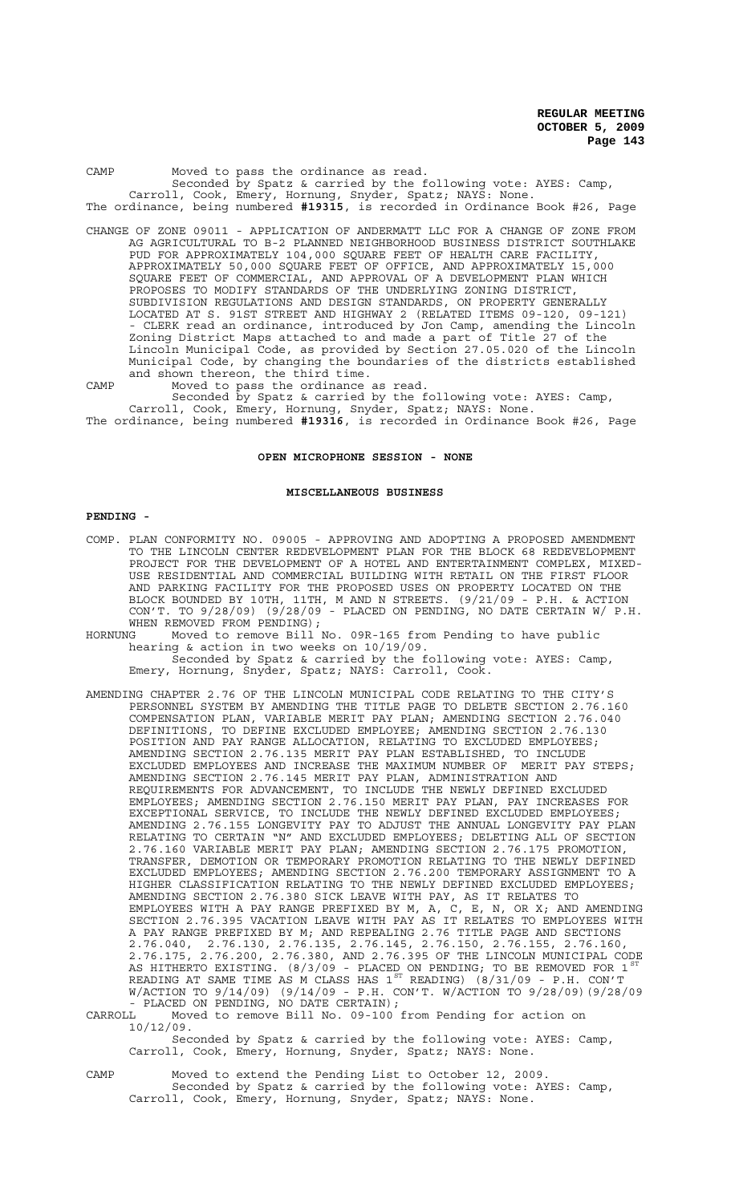CAMP Moved to pass the ordinance as read.
Seconded by Spatz & carried by the following vote: AYES: Camp, Carroll, Cook, Emery, Hornung, Snyder, Spatz; NAYS: None.
The ordinance, being numbered **#19315**, is recorded in Ordinance Book #26, Page

CHANGE OF ZONE 09011 - APPLICATION OF ANDERMATT LLC FOR A CHANGE OF ZONE FROM AG AGRICULTURAL TO B-2 PLANNED NEIGHBORHOOD BUSINESS DISTRICT SOUTHLAKE PUD FOR APPROXIMATELY 104,000 SQUARE FEET OF HEALTH CARE FACILITY, APPROXIMATELY 50,000 SQUARE FEET OF OFFICE, AND APPROXIMATELY 15,000 SQUARE FEET OF COMMERCIAL, AND APPROVAL OF A DEVELOPMENT PLAN WHICH PROPOSES TO MODIFY STANDARDS OF THE UNDERLYING ZONING DISTRICT, SUBDIVISION REGULATIONS AND DESIGN STANDARDS, ON PROPERTY GENERALLY LOCATED AT S. 91ST STREET AND HIGHWAY 2 (RELATED ITEMS 09-120, 09-121) - CLERK read an ordinance, introduced by Jon Camp, amending the Lincoln Zoning District Maps attached to and made a part of Title 27 of the Lincoln Municipal Code, as provided by Section 27.05.020 of the Lincoln Municipal Code, by changing the boundaries of the districts established and shown thereon, the third time.

CAMP Moved to pass the ordinance as read.
Seconded by Spatz & carried by the following vote: AYES: Camp, Carroll, Cook, Emery, Hornung, Snyder, Spatz; NAYS: None.
The ordinance, being numbered **#19316**, is recorded in Ordinance Book #26, Page

**OPEN MICROPHONE SESSION - NONE**

**MISCELLANEOUS BUSINESS**

**PENDING -**

COMP. PLAN CONFORMITY NO. 09005 - APPROVING AND ADOPTING A PROPOSED AMENDMENT TO THE LINCOLN CENTER REDEVELOPMENT PLAN FOR THE BLOCK 68 REDEVELOPMENT PROJECT FOR THE DEVELOPMENT OF A HOTEL AND ENTERTAINMENT COMPLEX, MIXED-USE RESIDENTIAL AND COMMERCIAL BUILDING WITH RETAIL ON THE FIRST FLOOR AND PARKING FACILITY FOR THE PROPOSED USES ON PROPERTY LOCATED ON THE BLOCK BOUNDED BY 10TH, 11TH, M AND N STREETS. (9/21/09 - P.H. & ACTION CON'T. TO 9/28/09) (9/28/09 - PLACED ON PENDING, NO DATE CERTAIN W/ P.H. WHEN REMOVED FROM PENDING);

HORNUNG Moved to remove Bill No. 09R-165 from Pending to have public hearing & action in two weeks on 10/19/09.
Seconded by Spatz & carried by the following vote: AYES: Camp, Emery, Hornung, Snyder, Spatz; NAYS: Carroll, Cook.

AMENDING CHAPTER 2.76 OF THE LINCOLN MUNICIPAL CODE RELATING TO THE CITY'S PERSONNEL SYSTEM BY AMENDING THE TITLE PAGE TO DELETE SECTION 2.76.160 COMPENSATION PLAN, VARIABLE MERIT PAY PLAN; AMENDING SECTION 2.76.040 DEFINITIONS, TO DEFINE EXCLUDED EMPLOYEE; AMENDING SECTION 2.76.130 POSITION AND PAY RANGE ALLOCATION, RELATING TO EXCLUDED EMPLOYEES; AMENDING SECTION 2.76.135 MERIT PAY PLAN ESTABLISHED, TO INCLUDE EXCLUDED EMPLOYEES AND INCREASE THE MAXIMUM NUMBER OF MERIT PAY STEPS; AMENDING SECTION 2.76.145 MERIT PAY PLAN, ADMINISTRATION AND REQUIREMENTS FOR ADVANCEMENT, TO INCLUDE THE NEWLY DEFINED EXCLUDED EMPLOYEES; AMENDING SECTION 2.76.150 MERIT PAY PLAN, PAY INCREASES FOR EXCEPTIONAL SERVICE, TO INCLUDE THE NEWLY DEFINED EXCLUDED EMPLOYEES; AMENDING 2.76.155 LONGEVITY PAY TO ADJUST THE ANNUAL LONGEVITY PAY PLAN RELATING TO CERTAIN "N" AND EXCLUDED EMPLOYEES; DELETING ALL OF SECTION 2.76.160 VARIABLE MERIT PAY PLAN; AMENDING SECTION 2.76.175 PROMOTION, TRANSFER, DEMOTION OR TEMPORARY PROMOTION RELATING TO THE NEWLY DEFINED EXCLUDED EMPLOYEES; AMENDING SECTION 2.76.200 TEMPORARY ASSIGNMENT TO A HIGHER CLASSIFICATION RELATING TO THE NEWLY DEFINED EXCLUDED EMPLOYEES; AMENDING SECTION 2.76.380 SICK LEAVE WITH PAY, AS IT RELATES TO EMPLOYEES WITH A PAY RANGE PREFIXED BY M, A, C, E, N, OR X; AND AMENDING SECTION 2.76.395 VACATION LEAVE WITH PAY AS IT RELATES TO EMPLOYEES WITH A PAY RANGE PREFIXED BY M; AND REPEALING 2.76 TITLE PAGE AND SECTIONS 2.76.040, 2.76.130, 2.76.135, 2.76.145, 2.76.150, 2.76.155, 2.76.160, 2.76.175, 2.76.200, 2.76.380, AND 2.76.395 OF THE LINCOLN MUNICIPAL CODE AS HITHERTO EXISTING. (8/3/09 - PLACED ON PENDING; TO BE REMOVED FOR 1ST READING AT SAME TIME AS M CLASS HAS 1ST READING) (8/31/09 - P.H. CON'T W/ACTION TO 9/14/09) (9/14/09 - P.H. CON'T. W/ACTION TO 9/28/09)(9/28/09 - PLACED ON PENDING, NO DATE CERTAIN);

CARROLL Moved to remove Bill No. 09-100 from Pending for action on 10/12/09.
Seconded by Spatz & carried by the following vote: AYES: Camp, Carroll, Cook, Emery, Hornung, Snyder, Spatz; NAYS: None.

CAMP Moved to extend the Pending List to October 12, 2009.
Seconded by Spatz & carried by the following vote: AYES: Camp, Carroll, Cook, Emery, Hornung, Snyder, Spatz; NAYS: None.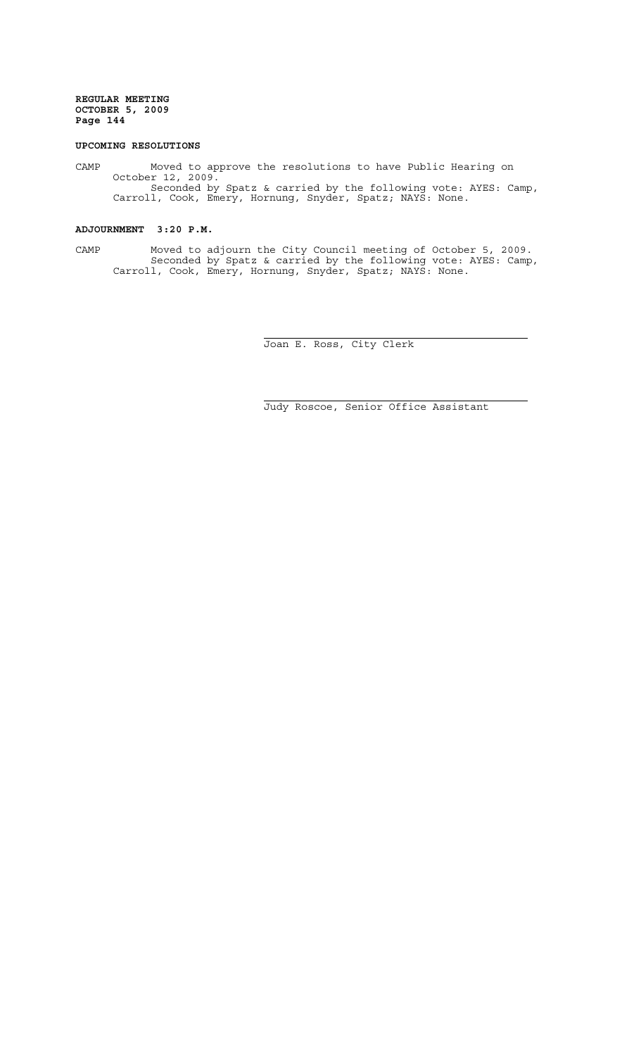**UPCOMING RESOLUTIONS**

CAMP Moved to approve the resolutions to have Public Hearing on October 12, 2009.
Seconded by Spatz & carried by the following vote: AYES: Camp, Carroll, Cook, Emery, Hornung, Snyder, Spatz; NAYS: None.

**ADJOURNMENT 3:20 P.M.**

CAMP Moved to adjourn the City Council meeting of October 5, 2009.
Seconded by Spatz & carried by the following vote: AYES: Camp, Carroll, Cook, Emery, Hornung, Snyder, Spatz; NAYS: None.

Joan E. Ross, City Clerk

Judy Roscoe, Senior Office Assistant